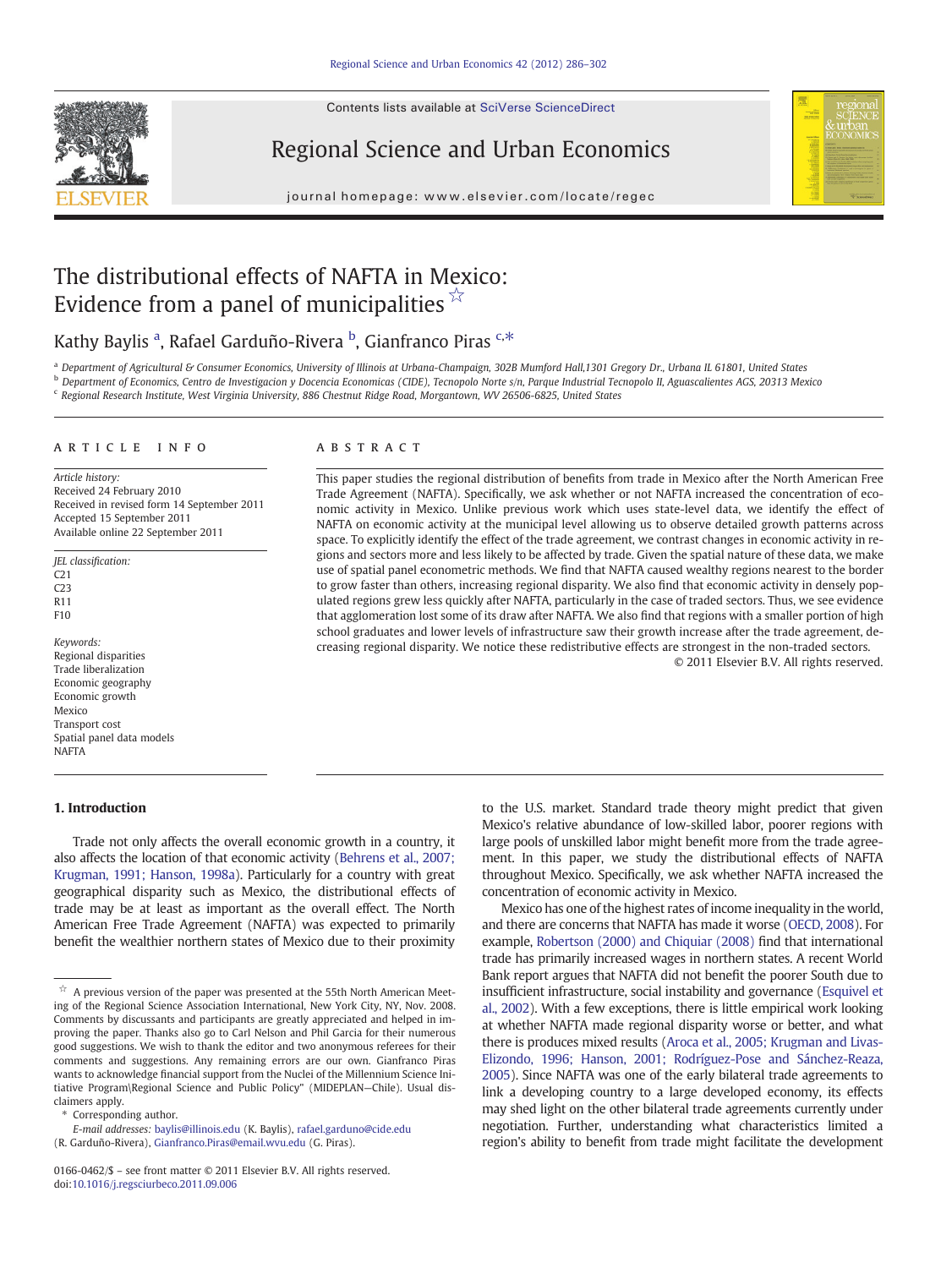# The distributional effects of NAFTA in Mexico: Evidence from a panel of municipalities ☆

Kathy Baylis [a], Rafael Garduño-Rivera [b], Gianfranco Piras [c,*]

[a] Department of Agricultural & Consumer Economics, University of Illinois at Urbana-Champaign, 302B Mumford Hall,1301 Gregory Dr., Urbana IL 61801, United States
[b] Department of Economics, Centro de Investigacion y Docencia Economicas (CIDE), Tecnopolo Norte s/n, Parque Industrial Tecnopolo II, Aguascalientes AGS, 20313 Mexico
[c] Regional Research Institute, West Virginia University, 886 Chestnut Ridge Road, Morgantown, WV 26506-6825, United States

**ARTICLE INFO**

*Article history:*
Received 24 February 2010
Received in revised form 14 September 2011
Accepted 15 September 2011
Available online 22 September 2011

*JEL classification:*
C21
C23
R11
F10

*Keywords:*
Regional disparities
Trade liberalization
Economic geography
Economic growth
Mexico
Transport cost
Spatial panel data models
NAFTA

**ABSTRACT**

This paper studies the regional distribution of benefits from trade in Mexico after the North American Free Trade Agreement (NAFTA). Specifically, we ask whether or not NAFTA increased the concentration of economic activity in Mexico. Unlike previous work which uses state-level data, we identify the effect of NAFTA on economic activity at the municipal level allowing us to observe detailed growth patterns across space. To explicitly identify the effect of the trade agreement, we contrast changes in economic activity in regions and sectors more and less likely to be affected by trade. Given the spatial nature of these data, we make use of spatial panel econometric methods. We find that NAFTA caused wealthy regions nearest to the border to grow faster than others, increasing regional disparity. We also find that economic activity in densely populated regions grew less quickly after NAFTA, particularly in the case of traded sectors. Thus, we see evidence that agglomeration lost some of its draw after NAFTA. We also find that regions with a smaller portion of high school graduates and lower levels of infrastructure saw their growth increase after the trade agreement, decreasing regional disparity. We notice these redistributive effects are strongest in the non-traded sectors.

© 2011 Elsevier B.V. All rights reserved.

## 1. Introduction

Trade not only affects the overall economic growth in a country, it also affects the location of that economic activity (Behrens et al., 2007; Krugman, 1991; Hanson, 1998a). Particularly for a country with great geographical disparity such as Mexico, the distributional effects of trade may be at least as important as the overall effect. The North American Free Trade Agreement (NAFTA) was expected to primarily benefit the wealthier northern states of Mexico due to their proximity to the U.S. market. Standard trade theory might predict that given Mexico's relative abundance of low-skilled labor, poorer regions with large pools of unskilled labor might benefit more from the trade agreement. In this paper, we study the distributional effects of NAFTA throughout Mexico. Specifically, we ask whether NAFTA increased the concentration of economic activity in Mexico.

Mexico has one of the highest rates of income inequality in the world, and there are concerns that NAFTA has made it worse (OECD, 2008). For example, Robertson (2000) and Chiquiar (2008) find that international trade has primarily increased wages in northern states. A recent World Bank report argues that NAFTA did not benefit the poorer South due to insufficient infrastructure, social instability and governance (Esquivel et al., 2002). With a few exceptions, there is little empirical work looking at whether NAFTA made regional disparity worse or better, and what there is produces mixed results (Aroca et al., 2005; Krugman and Livas-Elizondo, 1996; Hanson, 2001; Rodríguez-Pose and Sánchez-Reaza, 2005). Since NAFTA was one of the early bilateral trade agreements to link a developing country to a large developed economy, its effects may shed light on the other bilateral trade agreements currently under negotiation. Further, understanding what characteristics limited a region's ability to benefit from trade might facilitate the development

☆ A previous version of the paper was presented at the 55th North American Meeting of the Regional Science Association International, New York City, NY, Nov. 2008. Comments by discussants and participants are greatly appreciated and helped in improving the paper. Thanks also go to Carl Nelson and Phil Garcia for their numerous good suggestions. We wish to thank the editor and two anonymous referees for their comments and suggestions. Any remaining errors are our own. Gianfranco Piras wants to acknowledge financial support from the Nuclei of the Millennium Science Initiative Program\Regional Science and Public Policy" (MIDEPLAN—Chile). Usual disclaimers apply.

\* Corresponding author.
*E-mail addresses:* baylis@illinois.edu (K. Baylis), rafael.garduno@cide.edu (R. Garduño-Rivera), Gianfranco.Piras@email.wvu.edu (G. Piras).

0166-0462/$ – see front matter © 2011 Elsevier B.V. All rights reserved.
doi:10.1016/j.regsciurbeco.2011.09.006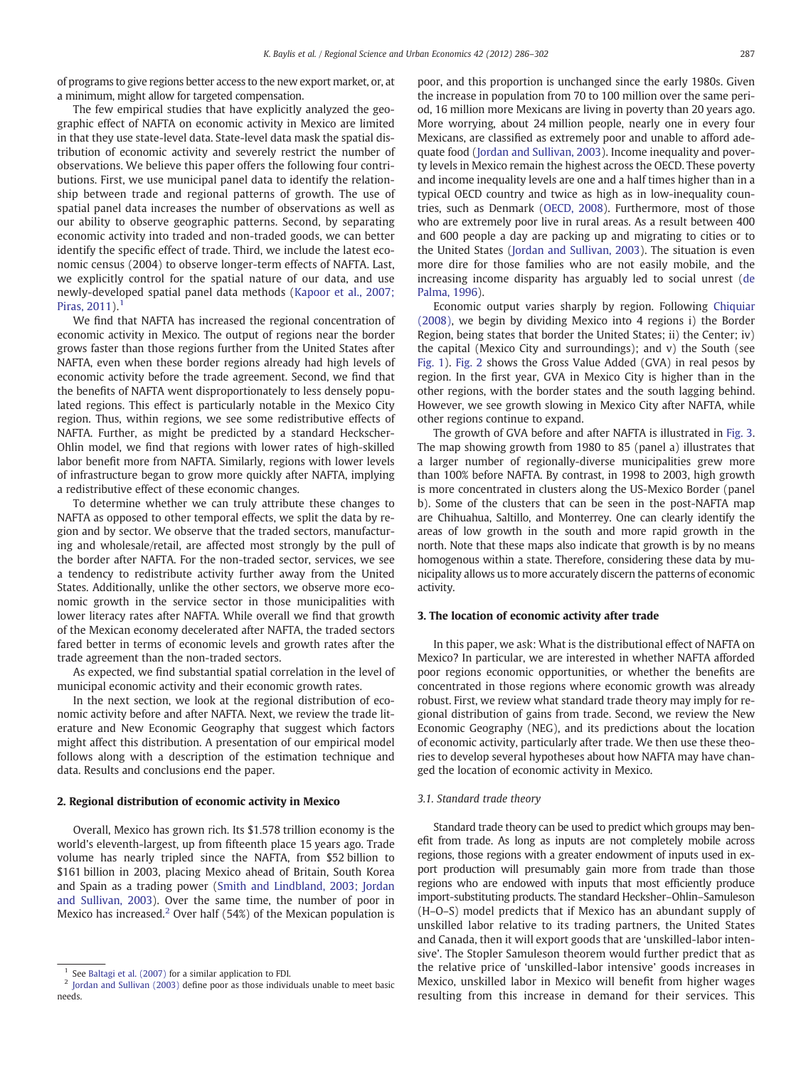of programs to give regions better access to the new export market, or, at a minimum, might allow for targeted compensation.

The few empirical studies that have explicitly analyzed the geographic effect of NAFTA on economic activity in Mexico are limited in that they use state-level data. State-level data mask the spatial distribution of economic activity and severely restrict the number of observations. We believe this paper offers the following four contributions. First, we use municipal panel data to identify the relationship between trade and regional patterns of growth. The use of spatial panel data increases the number of observations as well as our ability to observe geographic patterns. Second, by separating economic activity into traded and non-traded goods, we can better identify the specific effect of trade. Third, we include the latest economic census (2004) to observe longer-term effects of NAFTA. Last, we explicitly control for the spatial nature of our data, and use newly-developed spatial panel data methods (Kapoor et al., 2007; Piras, 2011).[1]

We find that NAFTA has increased the regional concentration of economic activity in Mexico. The output of regions near the border grows faster than those regions further from the United States after NAFTA, even when these border regions already had high levels of economic activity before the trade agreement. Second, we find that the benefits of NAFTA went disproportionately to less densely populated regions. This effect is particularly notable in the Mexico City region. Thus, within regions, we see some redistributive effects of NAFTA. Further, as might be predicted by a standard Heckscher-Ohlin model, we find that regions with lower rates of high-skilled labor benefit more from NAFTA. Similarly, regions with lower levels of infrastructure began to grow more quickly after NAFTA, implying a redistributive effect of these economic changes.

To determine whether we can truly attribute these changes to NAFTA as opposed to other temporal effects, we split the data by region and by sector. We observe that the traded sectors, manufacturing and wholesale/retail, are affected most strongly by the pull of the border after NAFTA. For the non-traded sector, services, we see a tendency to redistribute activity further away from the United States. Additionally, unlike the other sectors, we observe more economic growth in the service sector in those municipalities with lower literacy rates after NAFTA. While overall we find that growth of the Mexican economy decelerated after NAFTA, the traded sectors fared better in terms of economic levels and growth rates after the trade agreement than the non-traded sectors.

As expected, we find substantial spatial correlation in the level of municipal economic activity and their economic growth rates.

In the next section, we look at the regional distribution of economic activity before and after NAFTA. Next, we review the trade literature and New Economic Geography that suggest which factors might affect this distribution. A presentation of our empirical model follows along with a description of the estimation technique and data. Results and conclusions end the paper.

## 2. Regional distribution of economic activity in Mexico

Overall, Mexico has grown rich. Its $1.578 trillion economy is the world's eleventh-largest, up from fifteenth place 15 years ago. Trade volume has nearly tripled since the NAFTA, from $52 billion to $161 billion in 2003, placing Mexico ahead of Britain, South Korea and Spain as a trading power (Smith and Lindbland, 2003; Jordan and Sullivan, 2003). Over the same time, the number of poor in Mexico has increased.[2] Over half (54%) of the Mexican population is poor, and this proportion is unchanged since the early 1980s. Given the increase in population from 70 to 100 million over the same period, 16 million more Mexicans are living in poverty than 20 years ago. More worrying, about 24 million people, nearly one in every four Mexicans, are classified as extremely poor and unable to afford adequate food (Jordan and Sullivan, 2003). Income inequality and poverty levels in Mexico remain the highest across the OECD. These poverty and income inequality levels are one and a half times higher than in a typical OECD country and twice as high as in low-inequality countries, such as Denmark (OECD, 2008). Furthermore, most of those who are extremely poor live in rural areas. As a result between 400 and 600 people a day are packing up and migrating to cities or to the United States (Jordan and Sullivan, 2003). The situation is even more dire for those families who are not easily mobile, and the increasing income disparity has arguably led to social unrest (de Palma, 1996).

Economic output varies sharply by region. Following Chiquiar (2008), we begin by dividing Mexico into 4 regions i) the Border Region, being states that border the United States; ii) the Center; iv) the capital (Mexico City and surroundings); and v) the South (see Fig. 1). Fig. 2 shows the Gross Value Added (GVA) in real pesos by region. In the first year, GVA in Mexico City is higher than in the other regions, with the border states and the south lagging behind. However, we see growth slowing in Mexico City after NAFTA, while other regions continue to expand.

The growth of GVA before and after NAFTA is illustrated in Fig. 3. The map showing growth from 1980 to 85 (panel a) illustrates that a larger number of regionally-diverse municipalities grew more than 100% before NAFTA. By contrast, in 1998 to 2003, high growth is more concentrated in clusters along the US-Mexico Border (panel b). Some of the clusters that can be seen in the post-NAFTA map are Chihuahua, Saltillo, and Monterrey. One can clearly identify the areas of low growth in the south and more rapid growth in the north. Note that these maps also indicate that growth is by no means homogenous within a state. Therefore, considering these data by municipality allows us to more accurately discern the patterns of economic activity.

## 3. The location of economic activity after trade

In this paper, we ask: What is the distributional effect of NAFTA on Mexico? In particular, we are interested in whether NAFTA afforded poor regions economic opportunities, or whether the benefits are concentrated in those regions where economic growth was already robust. First, we review what standard trade theory may imply for regional distribution of gains from trade. Second, we review the New Economic Geography (NEG), and its predictions about the location of economic activity, particularly after trade. We then use these theories to develop several hypotheses about how NAFTA may have changed the location of economic activity in Mexico.

### 3.1. Standard trade theory

Standard trade theory can be used to predict which groups may benefit from trade. As long as inputs are not completely mobile across regions, those regions with a greater endowment of inputs used in export production will presumably gain more from trade than those regions who are endowed with inputs that most efficiently produce import-substituting products. The standard Hecksher–Ohlin–Samuleson (H–O–S) model predicts that if Mexico has an abundant supply of unskilled labor relative to its trading partners, the United States and Canada, then it will export goods that are 'unskilled-labor intensive'. The Stopler Samuleson theorem would further predict that as the relative price of 'unskilled-labor intensive' goods increases in Mexico, unskilled labor in Mexico will benefit from higher wages resulting from this increase in demand for their services. This

---

[1] See Baltagi et al. (2007) for a similar application to FDI.

[2] Jordan and Sullivan (2003) define poor as those individuals unable to meet basic needs.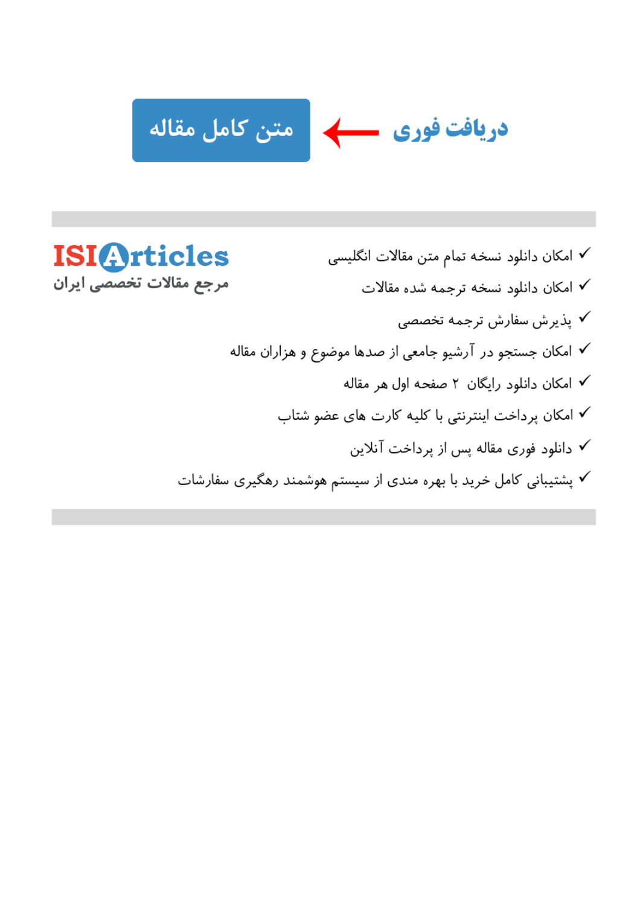دریافت فوری ← **متن کامل مقاله**

**ISIArticles**
مرجع مقالات تخصصی ایران

- ✓ امکان دانلود نسخه تمام متن مقالات انگلیسی
- ✓ امکان دانلود نسخه ترجمه شده مقالات
- ✓ پذیرش سفارش ترجمه تخصصی
- ✓ امکان جستجو در آرشیو جامعی از صدها موضوع و هزاران مقاله
- ✓ امکان دانلود رایگان ۲ صفحه اول هر مقاله
- ✓ امکان پرداخت اینترنتی با کلیه کارت های عضو شتاب
- ✓ دانلود فوری مقاله پس از پرداخت آنلاین
- ✓ پشتیبانی کامل خرید با بهره مندی از سیستم هوشمند رهگیری سفارشات